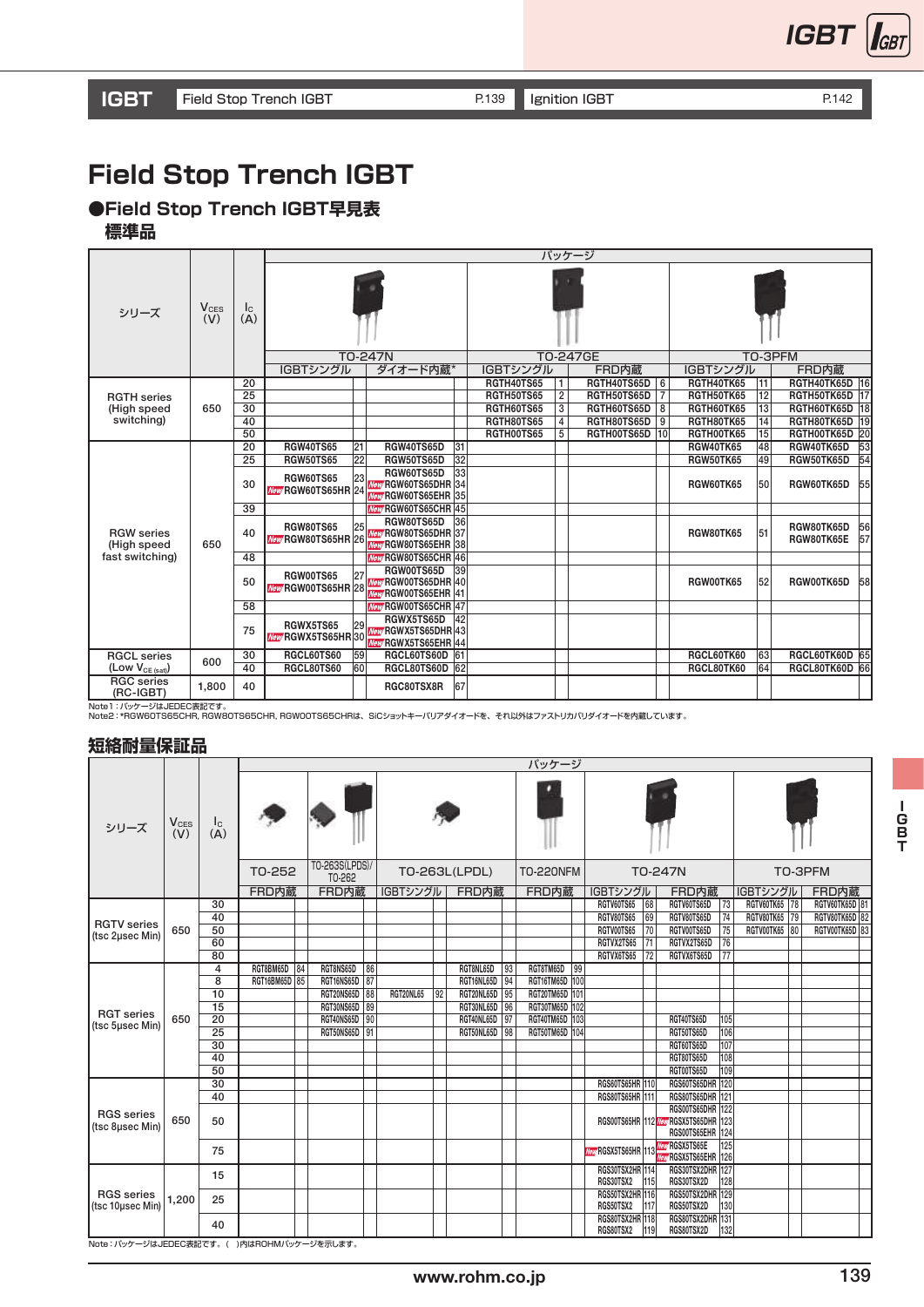| IGBT | Field Stop Trench IGBT | P.139 | Ignition IGBT | P.142 |
|---|---|---|---|---|

# Field Stop Trench IGBT

## ●Field Stop Trench IGBT早見表

### 標準品

| シリーズ | $V_{CES}$ (V) | $I_C$ (A) | パッケージ | | | | | | | | | | | |
|---|---|---|---|---|---|---|---|---|---|---|---|---|---|---|
| | | | TO-247N | | | | TO-247GE | | | | TO-3PFM | | | |
| | | | IGBTシングル | | ダイオード内蔵* | | IGBTシングル | | FRD内蔵 | | IGBTシングル | | FRD内蔵 | |
| RGTH series (High speed switching) | 650 | 20 | | | | | RGTH40TS65 | 1 | RGTH40TS65D | 6 | RGTH40TK65 | 11 | RGTH40TK65D | 16 |
| | | 25 | | | | | RGTH50TS65 | 2 | RGTH50TS65D | 7 | RGTH50TK65 | 12 | RGTH50TK65D | 17 |
| | | 30 | | | | | RGTH60TS65 | 3 | RGTH60TS65D | 8 | RGTH60TK65 | 13 | RGTH60TK65D | 18 |
| | | 40 | | | | | RGTH80TS65 | 4 | RGTH80TS65D | 9 | RGTH80TK65 | 14 | RGTH80TK65D | 19 |
| | | 50 | | | | | RGTH00TS65 | 5 | RGTH00TS65D | 10 | RGTH00TK65 | 15 | RGTH00TK65D | 20 |
| RGW series (High speed fast switching) | 650 | 20 | RGW40TS65 | 21 | RGW40TS65D | 31 | | | | | RGW40TK65 | 48 | RGW40TK65D | 53 |
| | | 25 | RGW50TS65 | 22 | RGW50TS65D | 32 | | | | | RGW50TK65 | 49 | RGW50TK65D | 54 |
| | | 30 | RGW60TS65<br>New RGW60TS65HR | 23<br>24 | RGW60TS65D<br>New RGW60TS65DHR<br>New RGW60TS65EHR | 33<br>34<br>35 | | | | | RGW60TK65 | 50 | RGW60TK65D | 55 |
| | | 39 | | | New RGW60TS65CHR | 45 | | | | | | | | |
| | | 40 | RGW80TS65<br>New RGW80TS65HR | 25<br>26 | RGW80TS65D<br>New RGW80TS65DHR<br>New RGW80TS65EHR | 36<br>37<br>38 | | | | | RGW80TK65 | 51 | RGW80TK65D<br>RGW80TK65E | 56<br>57 |
| | | 48 | | | New RGW80TS65CHR | 46 | | | | | | | | |
| | | 50 | RGW00TS65<br>New RGW00TS65HR | 27<br>28 | RGW00TS65D<br>New RGW00TS65DHR<br>New RGW00TS65EHR | 39<br>40<br>41 | | | | | RGW00TK65 | 52 | RGW00TK65D | 58 |
| | | 58 | | | New RGW00TS65CHR | 47 | | | | | | | | |
| | | 75 | RGWX5TS65<br>New RGWX5TS65HR | 29<br>30 | RGWX5TS65D<br>New RGWX5TS65DHR<br>New RGWX5TS65EHR | 42<br>43<br>44 | | | | | | | | |
| RGCL series (Low $V_{CE(sat)}$) | 600 | 30 | RGCL60TS60 | 59 | RGCL60TS60D | 61 | | | | | RGCL60TK60 | 63 | RGCL60TK60D | 65 |
| | | 40 | RGCL80TS60 | 60 | RGCL80TS60D | 62 | | | | | RGCL80TK60 | 64 | RGCL80TK60D | 66 |
| RGC series (RC-IGBT) | 1,800 | 40 | | | RGC80TSX8R | 67 | | | | | | | | |

Note1：パッケージはJEDEC表記です。
Note2：*RGW60TS65CHR, RGW80TS65CHR, RGW00TS65CHRは、SiCショットキーバリアダイオードを、それ以外はファストリカバリダイオードを内蔵しています。

### 短絡耐量保証品

| シリーズ | $V_{CES}$ (V) | $I_C$ (A) | パッケージ | | | | | | | | | | | | | | | | | |
|---|---|---|---|---|---|---|---|---|---|---|---|---|---|---|---|---|---|---|---|---|
| | | | TO-252 | | TO-263S(LPDS)/ TO-262 | | TO-263L(LPDL) | | | | TO-220NFM | | TO-247N | | | | TO-3PFM | | | |
| | | | FRD内蔵 | | FRD内蔵 | | IGBTシングル | | FRD内蔵 | | FRD内蔵 | | IGBTシングル | | FRD内蔵 | | IGBTシングル | | FRD内蔵 | |
| RGTV series (tsc 2μs Min) | 650 | 30 | | | | | | | | | | | RGTV60TS65 | 68 | RGTV60TS65D | 73 | RGTV60TK65 | 78 | RGTV60TK65D | 81 |
| | | 40 | | | | | | | | | | | RGTV80TS65 | 69 | RGTV80TS65D | 74 | RGTV80TK65 | 79 | RGTV80TK65D | 82 |
| | | 50 | | | | | | | | | | | RGTV00TS65 | 70 | RGTV00TS65D | 75 | RGTV00TK65 | 80 | RGTV00TK65D | 83 |
| | | 60 | | | | | | | | | | | RGTVX2TS65 | 71 | RGTVX2TS65D | 76 | | | | |
| | | 80 | | | | | | | | | | | RGTVX6TS65 | 72 | RGTVX6TS65D | 77 | | | | |
| RGT series (tsc 5μs Min) | 650 | 4 | RGT8BM65D | 84 | RGT8NS65D | 86 | | | RGT8NL65D | 93 | RGT8TM65D | 99 | | | | | | | | |
| | | 8 | RGT16BM65D | 85 | RGT16NS65D | 87 | | | RGT16NL65D | 94 | RGT16TM65D | 100 | | | | | | | | |
| | | 10 | | | RGT20NS65D | 88 | RGT20NL65 | 92 | RGT20NL65D | 95 | RGT20TM65D | 101 | | | | | | | | |
| | | 15 | | | RGT30NS65D | 89 | | | RGT30NL65D | 96 | RGT30TM65D | 102 | | | | | | | | |
| | | 20 | | | RGT40NS65D | 90 | | | RGT40NL65D | 97 | RGT40TM65D | 103 | | | RGT40TS65D | 105 | | | | |
| | | 25 | | | RGT50NS65D | 91 | | | RGT50NL65D | 98 | RGT50TM65D | 104 | | | RGT50TS65D | 106 | | | | |
| | | 30 | | | | | | | | | | | | | RGT60TS65D | 107 | | | | |
| | | 40 | | | | | | | | | | | | | RGT80TS65D | 108 | | | | |
| | | 50 | | | | | | | | | | | | | RGT00TS65D | 109 | | | | |
| RGS series (tsc 8μs Min) | 650 | 30 | | | | | | | | | | | RGS60TS65HR | 110 | RGS60TS65DHR | 120 | | | | |
| | | 40 | | | | | | | | | | | RGS80TS65HR | 111 | RGS80TS65DHR | 121 | | | | |
| | | 50 | | | | | | | | | | | RGS00TS65HR | 112 | RGS00TS65DHR<br>New RGSX5TS65DHR<br>RGS00TS65EHR | 122<br>123<br>124 | | | | |
| | | 75 | | | | | | | | | | | New RGSX5TS65HR | 113 | New RGSX5TS65E<br>New RGSX5TS65EHR | 125<br>126 | | | | |
| RGS series (tsc 10μs Min) | 1,200 | 15 | | | | | | | | | | | RGS30TSX2HR<br>RGS30TSX2 | 114<br>115 | RGS30TSX2DHR<br>RGS30TSX2D | 127<br>128 | | | | |
| | | 25 | | | | | | | | | | | RGS50TSX2HR<br>RGS50TSX2 | 116<br>117 | RGS50TSX2DHR<br>RGS50TSX2D | 129<br>130 | | | | |
| | | 40 | | | | | | | | | | | RGS80TSX2HR<br>RGS80TSX2 | 118<br>119 | RGS80TSX2DHR<br>RGS80TSX2D | 131<br>132 | | | | |

Note：パッケージはJEDEC表記です。（ ）内はROHMパッケージを示します。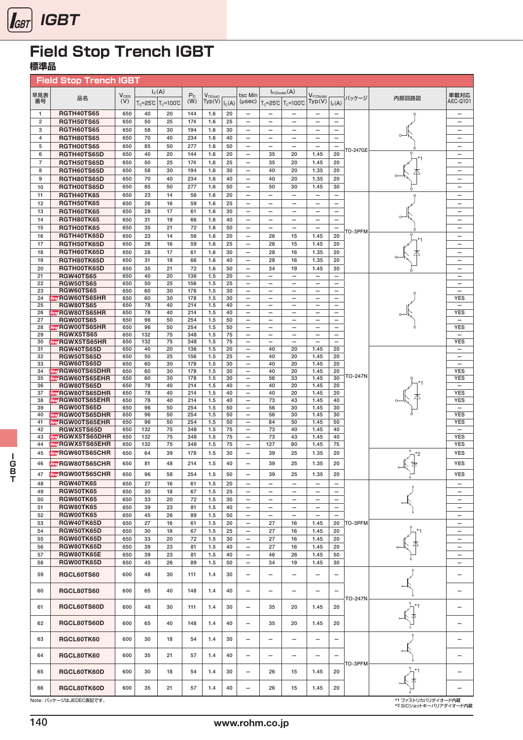# Field Stop Trench IGBT

## 標準品

### Field Stop Trench IGBT

| 早見表番号 | 品名 | $V_{CES}$ (V) | $I_C$(A) | | $P_D$ (W) | $V_{CE(sat)}$ | | tsc Min (μsec) | $I_{F(Diode)}$(A) | | $V_{F(Diode)}$ | | パッケージ | 内部回路図 | 車載対応 AEC-Q101 |
|---|---|---|---|---|---|---|---|---|---|---|---|---|---|---|---|
| | | | $T_C$=25℃ | $T_C$=100℃ | | Typ(V) | $I_C$(A) | | $T_C$=25℃ | $T_C$=100℃ | Typ(V) | $I_F$(A) | | | |
| 1 | RGTH40TS65 | 650 | 40 | 20 | 144 | 1.6 | 20 | – | – | – | – | – | TO-247GE | | – |
| 2 | RGTH50TS65 | 650 | 50 | 25 | 174 | 1.6 | 25 | – | – | – | – | – | TO-247GE | | – |
| 3 | RGTH60TS65 | 650 | 58 | 30 | 194 | 1.6 | 30 | – | – | – | – | – | TO-247GE | | – |
| 4 | RGTH80TS65 | 650 | 70 | 40 | 234 | 1.6 | 40 | – | – | – | – | – | TO-247GE | | – |
| 5 | RGTH00TS65 | 650 | 85 | 50 | 277 | 1.6 | 50 | – | – | – | – | – | TO-247GE | | – |
| 6 | RGTH40TS65D | 650 | 40 | 20 | 144 | 1.6 | 20 | – | 35 | 20 | 1.45 | 20 | TO-247GE | *1 | – |
| 7 | RGTH50TS65D | 650 | 50 | 25 | 174 | 1.6 | 25 | – | 35 | 20 | 1.45 | 20 | TO-247GE | *1 | – |
| 8 | RGTH60TS65D | 650 | 58 | 30 | 194 | 1.6 | 30 | – | 40 | 20 | 1.35 | 20 | TO-247GE | *1 | – |
| 9 | RGTH80TS65D | 650 | 70 | 40 | 234 | 1.6 | 40 | – | 40 | 20 | 1.35 | 20 | TO-247GE | *1 | – |
| 10 | RGTH00TS65D | 650 | 85 | 50 | 277 | 1.6 | 50 | – | 50 | 30 | 1.45 | 30 | TO-247GE | *1 | – |
| 11 | RGTH40TK65 | 650 | 23 | 14 | 56 | 1.6 | 20 | – | – | – | – | – | TO-3PFM | | – |
| 12 | RGTH50TK65 | 650 | 26 | 16 | 59 | 1.6 | 25 | – | – | – | – | – | TO-3PFM | | – |
| 13 | RGTH60TK65 | 650 | 28 | 17 | 61 | 1.6 | 30 | – | – | – | – | – | TO-3PFM | | – |
| 14 | RGTH80TK65 | 650 | 31 | 19 | 66 | 1.6 | 40 | – | – | – | – | – | TO-3PFM | | – |
| 15 | RGTH00TK65 | 650 | 35 | 21 | 72 | 1.6 | 50 | – | – | – | – | – | TO-3PFM | | – |
| 16 | RGTH40TK65D | 650 | 23 | 14 | 56 | 1.6 | 20 | – | 26 | 15 | 1.45 | 20 | TO-3PFM | *1 | – |
| 17 | RGTH50TK65D | 650 | 26 | 16 | 59 | 1.6 | 25 | – | 26 | 15 | 1.45 | 20 | TO-3PFM | *1 | – |
| 18 | RGTH60TK65D | 650 | 28 | 17 | 61 | 1.6 | 30 | – | 28 | 16 | 1.35 | 20 | TO-3PFM | *1 | – |
| 19 | RGTH80TK65D | 650 | 31 | 19 | 66 | 1.6 | 40 | – | 28 | 16 | 1.35 | 20 | TO-3PFM | *1 | – |
| 20 | RGTH00TK65D | 650 | 35 | 21 | 72 | 1.6 | 50 | – | 34 | 19 | 1.45 | 30 | TO-3PFM | *1 | – |
| 21 | RGW40TS65 | 650 | 40 | 20 | 136 | 1.5 | 20 | – | – | – | – | – | TO-247N | | – |
| 22 | RGW50TS65 | 650 | 50 | 25 | 156 | 1.5 | 25 | – | – | – | – | – | TO-247N | | – |
| 23 | RGW60TS65 | 650 | 60 | 30 | 178 | 1.5 | 30 | – | – | – | – | – | TO-247N | | – |
| 24 | New RGW60TS65HR | 650 | 60 | 30 | 178 | 1.5 | 30 | – | – | – | – | – | TO-247N | | YES |
| 25 | RGW80TS65 | 650 | 78 | 40 | 214 | 1.5 | 40 | – | – | – | – | – | TO-247N | | – |
| 26 | New RGW80TS65HR | 650 | 78 | 40 | 214 | 1.5 | 40 | – | – | – | – | – | TO-247N | | YES |
| 27 | RGW00TS65 | 650 | 96 | 50 | 254 | 1.5 | 50 | – | – | – | – | – | TO-247N | | – |
| 28 | New RGW00TS65HR | 650 | 96 | 50 | 254 | 1.5 | 50 | – | – | – | – | – | TO-247N | | YES |
| 29 | RGWX5TS65 | 650 | 132 | 75 | 348 | 1.5 | 75 | – | – | – | – | – | TO-247N | | – |
| 30 | New RGWX5TS65HR | 650 | 132 | 75 | 348 | 1.5 | 75 | – | – | – | – | – | TO-247N | | YES |
| 31 | RGW40TS65D | 650 | 40 | 20 | 136 | 1.5 | 20 | – | 40 | 20 | 1.45 | 20 | TO-247N | *1 | – |
| 32 | RGW50TS65D | 650 | 50 | 25 | 156 | 1.5 | 25 | – | 40 | 20 | 1.45 | 20 | TO-247N | *1 | – |
| 33 | RGW60TS65D | 650 | 60 | 30 | 178 | 1.5 | 30 | – | 40 | 20 | 1.45 | 20 | TO-247N | *1 | – |
| 34 | New RGW60TS65DHR | 650 | 60 | 30 | 178 | 1.5 | 30 | – | 40 | 20 | 1.45 | 20 | TO-247N | *1 | YES |
| 35 | New RGW60TS65EHR | 650 | 60 | 30 | 178 | 1.5 | 30 | – | 56 | 33 | 1.45 | 30 | TO-247N | *1 | YES |
| 36 | RGW80TS65D | 650 | 78 | 40 | 214 | 1.5 | 40 | – | 40 | 20 | 1.45 | 20 | TO-247N | *1 | – |
| 37 | New RGW80TS65DHR | 650 | 78 | 40 | 214 | 1.5 | 40 | – | 40 | 20 | 1.45 | 20 | TO-247N | *1 | YES |
| 38 | New RGW80TS65EHR | 650 | 78 | 40 | 214 | 1.5 | 40 | – | 73 | 43 | 1.45 | 40 | TO-247N | *1 | YES |
| 39 | RGW00TS65D | 650 | 96 | 50 | 254 | 1.5 | 50 | – | 56 | 30 | 1.45 | 30 | TO-247N | *1 | – |
| 40 | New RGW00TS65DHR | 650 | 96 | 50 | 254 | 1.5 | 50 | – | 56 | 30 | 1.45 | 30 | TO-247N | *1 | YES |
| 41 | New RGW00TS65EHR | 650 | 96 | 50 | 254 | 1.5 | 50 | – | 84 | 50 | 1.45 | 50 | TO-247N | *1 | YES |
| 42 | RGWX5TS65D | 650 | 132 | 75 | 348 | 1.5 | 75 | – | 73 | 40 | 1.45 | 40 | TO-247N | *1 | – |
| 43 | New RGWX5TS65DHR | 650 | 132 | 75 | 348 | 1.5 | 75 | – | 73 | 43 | 1.45 | 40 | TO-247N | *1 | YES |
| 44 | New RGWX5TS65EHR | 650 | 132 | 75 | 348 | 1.5 | 75 | – | 127 | 80 | 1.45 | 75 | TO-247N | *1 | YES |
| 45 | New RGW60TS65CHR | 650 | 64 | 39 | 178 | 1.5 | 30 | – | 39 | 25 | 1.35 | 20 | TO-247N | *2 | YES |
| 46 | New RGW80TS65CHR | 650 | 81 | 48 | 214 | 1.5 | 40 | – | 39 | 25 | 1.35 | 20 | TO-247N | *2 | YES |
| 47 | New RGW00TS65CHR | 650 | 96 | 58 | 254 | 1.5 | 50 | – | 39 | 25 | 1.35 | 20 | TO-247N | *2 | YES |
| 48 | RGW40TK65 | 650 | 27 | 16 | 61 | 1.5 | 20 | – | – | – | – | – | TO-3PFM | | – |
| 49 | RGW50TK65 | 650 | 30 | 18 | 67 | 1.5 | 25 | – | – | – | – | – | TO-3PFM | | – |
| 50 | RGW60TK65 | 650 | 33 | 20 | 72 | 1.5 | 30 | – | – | – | – | – | TO-3PFM | | – |
| 51 | RGW80TK65 | 650 | 39 | 23 | 81 | 1.5 | 40 | – | – | – | – | – | TO-3PFM | | – |
| 52 | RGW00TK65 | 650 | 45 | 26 | 89 | 1.5 | 50 | – | – | – | – | – | TO-3PFM | | – |
| 53 | RGW40TK65D | 650 | 27 | 16 | 61 | 1.5 | 20 | – | 27 | 16 | 1.45 | 20 | TO-3PFM | *1 | – |
| 54 | RGW50TK65D | 650 | 30 | 18 | 67 | 1.5 | 25 | – | 27 | 16 | 1.45 | 20 | TO-3PFM | *1 | – |
| 55 | RGW60TK65D | 650 | 33 | 20 | 72 | 1.5 | 30 | – | 27 | 16 | 1.45 | 20 | TO-3PFM | *1 | – |
| 56 | RGW80TK65D | 650 | 39 | 23 | 81 | 1.5 | 40 | – | 27 | 16 | 1.45 | 20 | TO-3PFM | *1 | – |
| 57 | RGW80TK65E | 650 | 39 | 23 | 81 | 1.5 | 40 | – | 46 | 26 | 1.45 | 50 | TO-3PFM | *1 | – |
| 58 | RGW00TK65D | 650 | 45 | 26 | 89 | 1.5 | 50 | – | 34 | 19 | 1.45 | 30 | TO-3PFM | *1 | – |
| 59 | RGCL60TS60 | 600 | 48 | 30 | 111 | 1.4 | 30 | – | – | – | – | – | TO-247N | | – |
| 60 | RGCL80TS60 | 600 | 65 | 40 | 148 | 1.4 | 40 | – | – | – | – | – | TO-247N | | – |
| 61 | RGCL60TS60D | 600 | 48 | 30 | 111 | 1.4 | 30 | – | 35 | 20 | 1.45 | 20 | TO-247N | *1 | – |
| 62 | RGCL80TS60D | 600 | 65 | 40 | 148 | 1.4 | 40 | – | 35 | 20 | 1.45 | 20 | TO-247N | *1 | – |
| 63 | RGCL60TK60 | 600 | 30 | 18 | 54 | 1.4 | 30 | – | – | – | – | – | TO-3PFM | | – |
| 64 | RGCL80TK60 | 600 | 35 | 21 | 57 | 1.4 | 40 | – | – | – | – | – | TO-3PFM | | – |
| 65 | RGCL60TK60D | 600 | 30 | 18 | 54 | 1.4 | 30 | – | 26 | 15 | 1.45 | 20 | TO-3PFM | *1 | – |
| 66 | RGCL80TK60D | 600 | 35 | 21 | 57 | 1.4 | 40 | – | 26 | 15 | 1.45 | 20 | TO-3PFM | *1 | – |

Note：パッケージはJEDEC表記です。

*1 ファストリカバリダイオード内蔵
*2 SiCショットキーバリアダイオード内蔵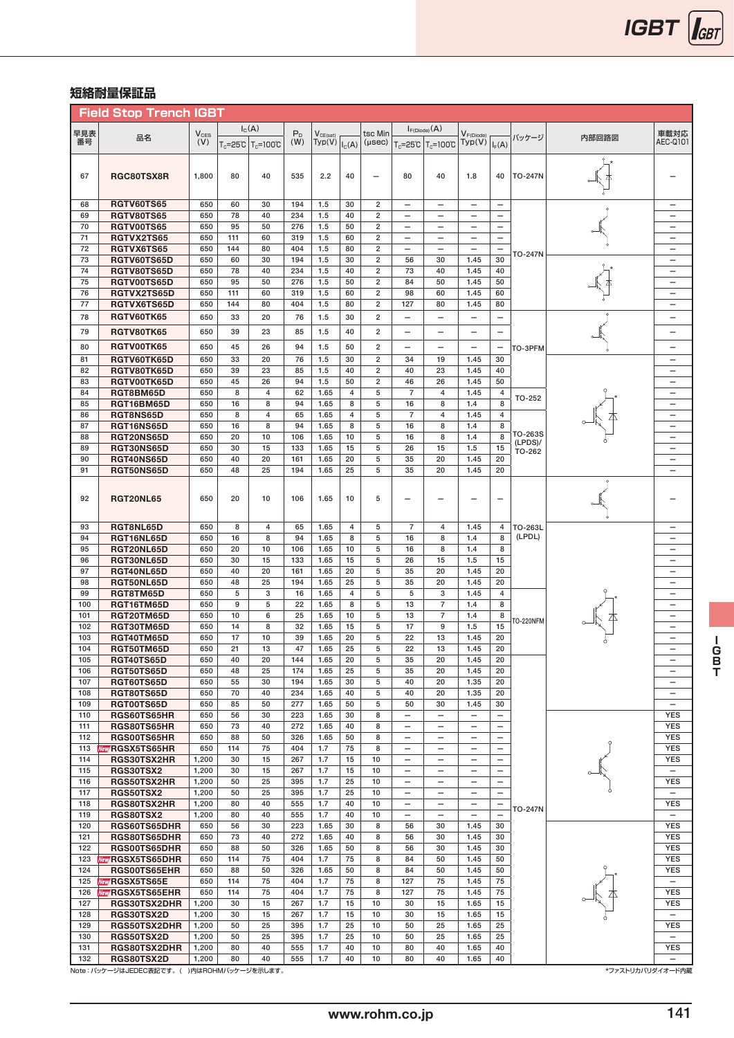## 短絡耐量保証品

### Field Stop Trench IGBT

| 早見表番号 | 品名 | $V_{CES}$ (V) | $I_C$(A) | | $P_D$ (W) | $V_{CE(sat)}$ Typ(V) | $I_C$(A) | tsc Min (μsec) | $I_{F(Diode)}$(A) | | $V_{F(Diode)}$ Typ(V) | $I_F$(A) | パッケージ | 内部回路図 | 車載対応 AEC-Q101 |
|---|---|---|---|---|---|---|---|---|---|---|---|---|---|---|---|
| | | | $T_c$=25℃ | $T_c$=100℃ | | | | | $T_c$=25℃ | $T_c$=100℃ | | | | | |
| 67 | RGC80TSX8R | 1,800 | 80 | 40 | 535 | 2.2 | 40 | – | 80 | 40 | 1.8 | 40 | TO-247N | | – |
| 68 | RGTV60TS65 | 650 | 60 | 30 | 194 | 1.5 | 30 | 2 | – | – | – | – | TO-247N | | – |
| 69 | RGTV80TS65 | 650 | 78 | 40 | 234 | 1.5 | 40 | 2 | – | – | – | – | TO-247N | | – |
| 70 | RGTV00TS65 | 650 | 95 | 50 | 276 | 1.5 | 50 | 2 | – | – | – | – | TO-247N | | – |
| 71 | RGTVX2TS65 | 650 | 111 | 60 | 319 | 1.5 | 60 | 2 | – | – | – | – | TO-247N | | – |
| 72 | RGTVX6TS65 | 650 | 144 | 80 | 404 | 1.5 | 80 | 2 | – | – | – | – | TO-247N | | – |
| 73 | RGTV60TS65D | 650 | 60 | 30 | 194 | 1.5 | 30 | 2 | 56 | 30 | 1.45 | 30 | TO-247N | | – |
| 74 | RGTV80TS65D | 650 | 78 | 40 | 234 | 1.5 | 40 | 2 | 73 | 40 | 1.45 | 40 | TO-247N | | – |
| 75 | RGTV00TS65D | 650 | 95 | 50 | 276 | 1.5 | 50 | 2 | 84 | 50 | 1.45 | 50 | TO-247N | | – |
| 76 | RGTVX2TS65D | 650 | 111 | 60 | 319 | 1.5 | 60 | 2 | 98 | 60 | 1.45 | 60 | TO-247N | | – |
| 77 | RGTVX6TS65D | 650 | 144 | 80 | 404 | 1.5 | 80 | 2 | 127 | 80 | 1.45 | 80 | TO-247N | | – |
| 78 | RGTV60TK65 | 650 | 33 | 20 | 76 | 1.5 | 30 | 2 | – | – | – | – | TO-3PFM | | – |
| 79 | RGTV80TK65 | 650 | 39 | 23 | 85 | 1.5 | 40 | 2 | – | – | – | – | TO-3PFM | | – |
| 80 | RGTV00TK65 | 650 | 45 | 26 | 94 | 1.5 | 50 | 2 | – | – | – | – | TO-3PFM | | – |
| 81 | RGTV60TK65D | 650 | 33 | 20 | 76 | 1.5 | 30 | 2 | 34 | 19 | 1.45 | 30 | TO-3PFM | | – |
| 82 | RGTV80TK65D | 650 | 39 | 23 | 85 | 1.5 | 40 | 2 | 40 | 23 | 1.45 | 40 | TO-3PFM | | – |
| 83 | RGTV00TK65D | 650 | 45 | 26 | 94 | 1.5 | 50 | 2 | 46 | 26 | 1.45 | 50 | TO-3PFM | | – |
| 84 | RGT8BM65D | 650 | 8 | 4 | 62 | 1.65 | 4 | 5 | 7 | 4 | 1.45 | 4 | TO-252 | | – |
| 85 | RGT16BM65D | 650 | 16 | 8 | 94 | 1.65 | 8 | 5 | 16 | 8 | 1.4 | 8 | TO-252 | | – |
| 86 | RGT8NS65D | 650 | 8 | 4 | 65 | 1.65 | 4 | 5 | 7 | 4 | 1.45 | 4 | TO-263S (LPDS)/ TO-262 | | – |
| 87 | RGT16NS65D | 650 | 16 | 8 | 94 | 1.65 | 8 | 5 | 16 | 8 | 1.4 | 8 | TO-263S (LPDS)/ TO-262 | | – |
| 88 | RGT20NS65D | 650 | 20 | 10 | 106 | 1.65 | 10 | 5 | 16 | 8 | 1.4 | 8 | TO-263S (LPDS)/ TO-262 | | – |
| 89 | RGT30NS65D | 650 | 30 | 15 | 133 | 1.65 | 15 | 5 | 26 | 15 | 1.5 | 15 | TO-263S (LPDS)/ TO-262 | | – |
| 90 | RGT40NS65D | 650 | 40 | 20 | 161 | 1.65 | 20 | 5 | 35 | 20 | 1.45 | 20 | TO-263S (LPDS)/ TO-262 | | – |
| 91 | RGT50NS65D | 650 | 48 | 25 | 194 | 1.65 | 25 | 5 | 35 | 20 | 1.45 | 20 | TO-263S (LPDS)/ TO-262 | | – |
| 92 | RGT20NL65 | 650 | 20 | 10 | 106 | 1.65 | 10 | 5 | – | – | – | – | TO-263L (LPDL) | | – |
| 93 | RGT8NL65D | 650 | 8 | 4 | 65 | 1.65 | 4 | 5 | 7 | 4 | 1.45 | 4 | TO-263L (LPDL) | | – |
| 94 | RGT16NL65D | 650 | 16 | 8 | 94 | 1.65 | 8 | 5 | 16 | 8 | 1.4 | 8 | TO-263L (LPDL) | | – |
| 95 | RGT20NL65D | 650 | 20 | 10 | 106 | 1.65 | 10 | 5 | 16 | 8 | 1.4 | 8 | TO-263L (LPDL) | | – |
| 96 | RGT30NL65D | 650 | 30 | 15 | 133 | 1.65 | 15 | 5 | 26 | 15 | 1.5 | 15 | TO-263L (LPDL) | | – |
| 97 | RGT40NL65D | 650 | 40 | 20 | 161 | 1.65 | 20 | 5 | 35 | 20 | 1.45 | 20 | TO-263L (LPDL) | | – |
| 98 | RGT50NL65D | 650 | 48 | 25 | 194 | 1.65 | 25 | 5 | 35 | 20 | 1.45 | 20 | TO-263L (LPDL) | | – |
| 99 | RGT8TM65D | 650 | 5 | 3 | 16 | 1.65 | 4 | 5 | 5 | 3 | 1.45 | 4 | TO-220NFM | | – |
| 100 | RGT16TM65D | 650 | 9 | 5 | 22 | 1.65 | 8 | 5 | 13 | 7 | 1.4 | 8 | TO-220NFM | | – |
| 101 | RGT20TM65D | 650 | 10 | 6 | 25 | 1.65 | 10 | 5 | 13 | 7 | 1.4 | 8 | TO-220NFM | | – |
| 102 | RGT30TM65D | 650 | 14 | 8 | 32 | 1.65 | 15 | 5 | 17 | 9 | 1.5 | 15 | TO-220NFM | | – |
| 103 | RGT40TM65D | 650 | 17 | 10 | 39 | 1.65 | 20 | 5 | 22 | 13 | 1.45 | 20 | TO-220NFM | | – |
| 104 | RGT50TM65D | 650 | 21 | 13 | 47 | 1.65 | 25 | 5 | 22 | 13 | 1.45 | 20 | TO-220NFM | | – |
| 105 | RGT40TS65D | 650 | 40 | 20 | 144 | 1.65 | 20 | 5 | 35 | 20 | 1.45 | 20 | TO-247N | | – |
| 106 | RGT50TS65D | 650 | 48 | 25 | 174 | 1.65 | 25 | 5 | 35 | 20 | 1.45 | 20 | TO-247N | | – |
| 107 | RGT60TS65D | 650 | 55 | 30 | 194 | 1.65 | 30 | 5 | 40 | 20 | 1.35 | 20 | TO-247N | | – |
| 108 | RGT80TS65D | 650 | 70 | 40 | 234 | 1.65 | 40 | 5 | 40 | 20 | 1.35 | 20 | TO-247N | | – |
| 109 | RGT00TS65D | 650 | 85 | 50 | 277 | 1.65 | 50 | 5 | 50 | 30 | 1.45 | 30 | TO-247N | | – |
| 110 | RGS60TS65HR | 650 | 56 | 30 | 223 | 1.65 | 30 | 8 | – | – | – | – | TO-247N | | YES |
| 111 | RGS80TS65HR | 650 | 73 | 40 | 272 | 1.65 | 40 | 8 | – | – | – | – | TO-247N | | YES |
| 112 | RGS00TS65HR | 650 | 88 | 50 | 326 | 1.65 | 50 | 8 | – | – | – | – | TO-247N | | YES |
| 113 | New RGSX5TS65HR | 650 | 114 | 75 | 404 | 1.7 | 75 | 8 | – | – | – | – | TO-247N | | YES |
| 114 | RGS30TSX2HR | 1,200 | 30 | 15 | 267 | 1.7 | 15 | 10 | – | – | – | – | TO-247N | | YES |
| 115 | RGS30TSX2 | 1,200 | 30 | 15 | 267 | 1.7 | 15 | 10 | – | – | – | – | TO-247N | | – |
| 116 | RGS50TSX2HR | 1,200 | 50 | 25 | 395 | 1.7 | 25 | 10 | – | – | – | – | TO-247N | | YES |
| 117 | RGS50TSX2 | 1,200 | 50 | 25 | 395 | 1.7 | 25 | 10 | – | – | – | – | TO-247N | | – |
| 118 | RGS80TSX2HR | 1,200 | 80 | 40 | 555 | 1.7 | 40 | 10 | – | – | – | – | TO-247N | | YES |
| 119 | RGS80TSX2 | 1,200 | 80 | 40 | 555 | 1.7 | 40 | 10 | – | – | – | – | TO-247N | | – |
| 120 | RGS60TS65DHR | 650 | 56 | 30 | 223 | 1.65 | 30 | 8 | 56 | 30 | 1.45 | 30 | TO-247N | | YES |
| 121 | RGS80TS65DHR | 650 | 73 | 40 | 272 | 1.65 | 40 | 8 | 56 | 30 | 1.45 | 30 | TO-247N | | YES |
| 122 | RGS00TS65DHR | 650 | 88 | 50 | 326 | 1.65 | 50 | 8 | 56 | 30 | 1.45 | 30 | TO-247N | | YES |
| 123 | New RGSX5TS65DHR | 650 | 114 | 75 | 404 | 1.7 | 75 | 8 | 84 | 50 | 1.45 | 50 | TO-247N | | YES |
| 124 | RGS00TS65EHR | 650 | 88 | 50 | 326 | 1.65 | 50 | 8 | 84 | 50 | 1.45 | 50 | TO-247N | | YES |
| 125 | New RGSX5TS65E | 650 | 114 | 75 | 404 | 1.7 | 75 | 8 | 127 | 75 | 1.45 | 75 | TO-247N | | – |
| 126 | New RGSX5TS65EHR | 650 | 114 | 75 | 404 | 1.7 | 75 | 8 | 127 | 75 | 1.45 | 75 | TO-247N | | YES |
| 127 | RGS30TSX2DHR | 1,200 | 30 | 15 | 267 | 1.7 | 15 | 10 | 30 | 15 | 1.65 | 15 | TO-247N | | YES |
| 128 | RGS30TSX2D | 1,200 | 30 | 15 | 267 | 1.7 | 15 | 10 | 30 | 15 | 1.65 | 15 | TO-247N | | – |
| 129 | RGS50TSX2DHR | 1,200 | 50 | 25 | 395 | 1.7 | 25 | 10 | 50 | 25 | 1.65 | 25 | TO-247N | | YES |
| 130 | RGS50TSX2D | 1,200 | 50 | 25 | 395 | 1.7 | 25 | 10 | 50 | 25 | 1.65 | 25 | TO-247N | | – |
| 131 | RGS80TSX2DHR | 1,200 | 80 | 40 | 555 | 1.7 | 40 | 10 | 80 | 40 | 1.65 | 40 | TO-247N | | YES |
| 132 | RGS80TSX2D | 1,200 | 80 | 40 | 555 | 1.7 | 40 | 10 | 80 | 40 | 1.65 | 40 | TO-247N | | – |

Note：パッケージはJEDEC表記です。（ ）内はROHMパッケージを示します。

*ファストリカバリダイオード内蔵

www.rohm.co.jp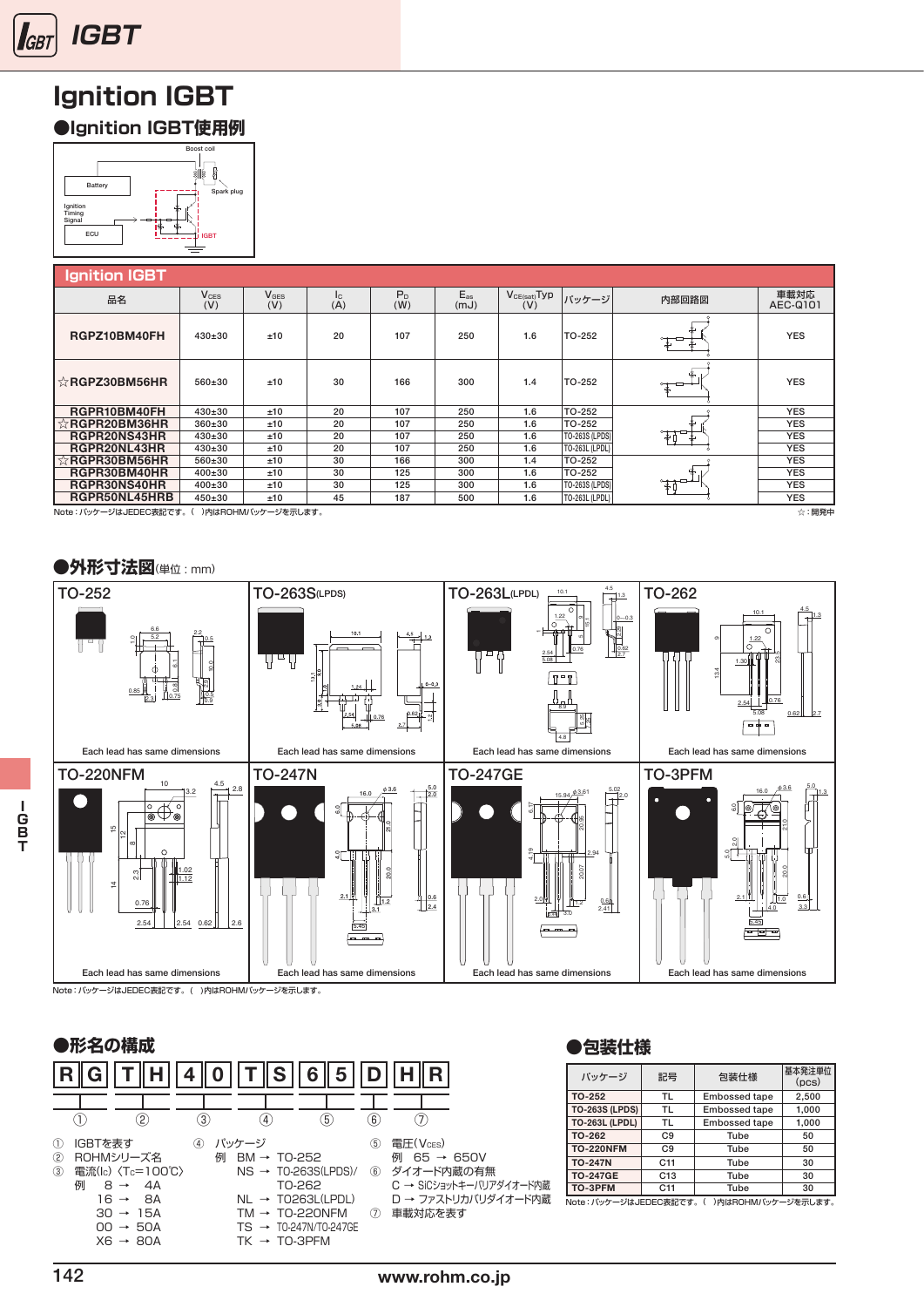# Ignition IGBT

## ●Ignition IGBT使用例

Boost coil

Battery

Spark plug

Ignition Timing Signal

ECU

IGBT

## Ignition IGBT

| 品名 | $V_{CES}$ (V) | $V_{GES}$ (V) | $I_C$ (A) | $P_D$ (W) | $E_{as}$ (mJ) | $V_{CE(sat)}$Typ (V) | パッケージ | 内部回路図 | 車載対応 AEC-Q101 |
|---|---|---|---|---|---|---|---|---|---|
| RGPZ10BM40FH | 430±30 | ±10 | 20 | 107 | 250 | 1.6 | TO-252 | | YES |
| ☆RGPZ30BM56HR | 560±30 | ±10 | 30 | 166 | 300 | 1.4 | TO-252 | | YES |
| RGPR10BM40FH | 430±30 | ±10 | 20 | 107 | 250 | 1.6 | TO-252 | | YES |
| ☆RGPR20BM36HR | 360±30 | ±10 | 20 | 107 | 250 | 1.6 | TO-252 | | YES |
| RGPR20NS43HR | 430±30 | ±10 | 20 | 107 | 250 | 1.6 | TO-263S (LPDS) | | YES |
| RGPR20NL43HR | 430±30 | ±10 | 20 | 107 | 250 | 1.6 | TO-263L (LPDL) | | YES |
| ☆RGPR30BM56HR | 560±30 | ±10 | 30 | 166 | 300 | 1.4 | TO-252 | | YES |
| RGPR30BM40HR | 400±30 | ±10 | 30 | 125 | 300 | 1.6 | TO-252 | | YES |
| RGPR30NS40HR | 400±30 | ±10 | 30 | 125 | 300 | 1.6 | TO-263S (LPDS) | | YES |
| RGPR50NL45HRB | 450±30 | ±10 | 45 | 187 | 500 | 1.6 | TO-263L (LPDL) | | YES |

Note：パッケージはJEDEC表記です。（ ）内はROHMパッケージを示します。　☆：開発中

## ●外形寸法図(単位：mm)

TO-252

Each lead has same dimensions

TO-263S(LPDS)

Each lead has same dimensions

TO-263L(LPDL)

Each lead has same dimensions

TO-262

Each lead has same dimensions

TO-220NFM

Each lead has same dimensions

TO-247N

Each lead has same dimensions

TO-247GE

Each lead has same dimensions

TO-3PFM

Each lead has same dimensions

Note：パッケージはJEDEC表記です。（ ）内はROHMパッケージを示します。

## ●形名の構成

R G | T H | 4 0 | T S | 6 5 | D | H R

① ② ③ ④ ⑤ ⑥ ⑦

① IGBTを表す
② ROHMシリーズ名
③ 電流($I_C$)〈$T_C$=100℃〉
例　8 → 4A
　　16 → 8A
　　30 → 15A
　　00 → 50A
　　X6 → 80A

④ パッケージ
例　BM → TO-252
　　NS → TO-263S(LPDS)/TO-262
　　NL → TO263L(LPDL)
　　TM → TO-220NFM
　　TS → TO-247N/TO-247GE
　　TK → TO-3PFM

⑤ 電圧($V_{CES}$)
例　65 → 650V
⑥ ダイオード内蔵の有無
C → SiCショットキーバリアダイオード内蔵
D → ファストリカバリダイオード内蔵
⑦ 車載対応を表す

## ●包装仕様

| パッケージ | 記号 | 包装仕様 | 基本発注単位 (pcs) |
|---|---|---|---|
| TO-252 | TL | Embossed tape | 2,500 |
| TO-263S (LPDS) | TL | Embossed tape | 1,000 |
| TO-263L (LPDL) | TL | Embossed tape | 1,000 |
| TO-262 | C9 | Tube | 50 |
| TO-220NFM | C9 | Tube | 50 |
| TO-247N | C11 | Tube | 30 |
| TO-247GE | C13 | Tube | 30 |
| TO-3PFM | C11 | Tube | 30 |

Note：パッケージはJEDEC表記です。（ ）内はROHMパッケージを示します。